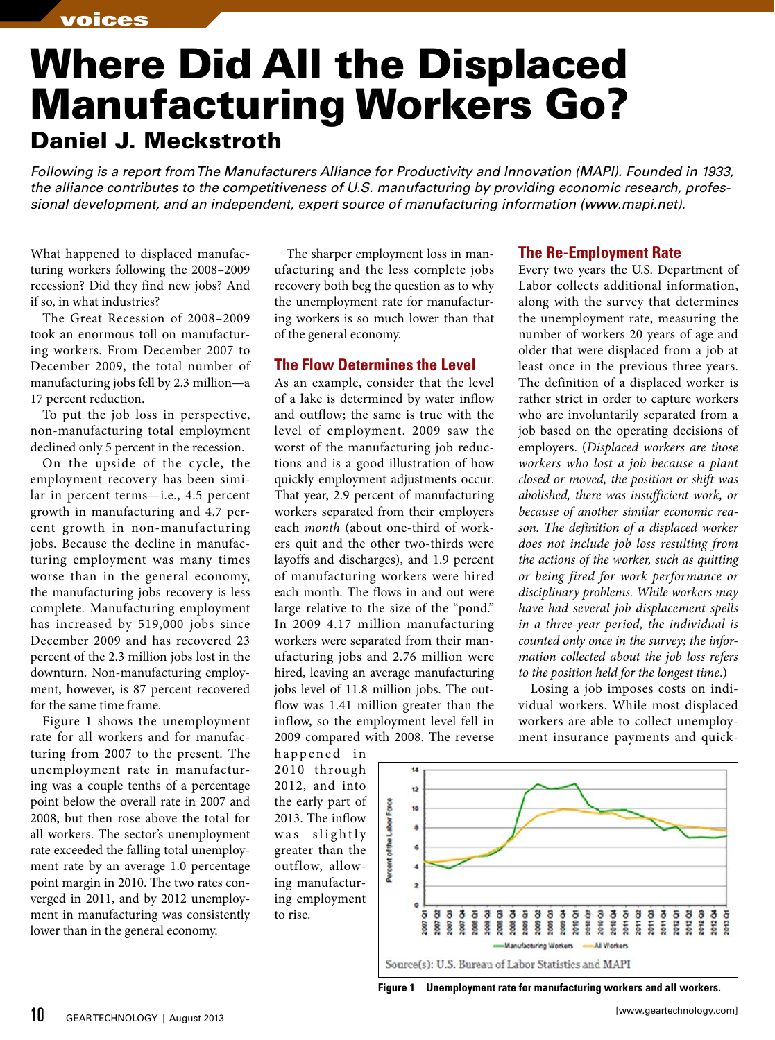voices

# Where Did All the Displaced Manufacturing Workers Go?

## Daniel J. Meckstroth

*Following is a report from The Manufacturers Alliance for Productivity and Innovation (MAPI). Founded in 1933, the alliance contributes to the competitiveness of U.S. manufacturing by providing economic research, professional development, and an independent, expert source of manufacturing information (www.mapi.net).*

What happened to displaced manufacturing workers following the 2008–2009 recession? Did they find new jobs? And if so, in what industries?

The Great Recession of 2008–2009 took an enormous toll on manufacturing workers. From December 2007 to December 2009, the total number of manufacturing jobs fell by 2.3 million—a 17 percent reduction.

To put the job loss in perspective, non-manufacturing total employment declined only 5 percent in the recession.

On the upside of the cycle, the employment recovery has been similar in percent terms—i.e., 4.5 percent growth in manufacturing and 4.7 percent growth in non-manufacturing jobs. Because the decline in manufacturing employment was many times worse than in the general economy, the manufacturing jobs recovery is less complete. Manufacturing employment has increased by 519,000 jobs since December 2009 and has recovered 23 percent of the 2.3 million jobs lost in the downturn. Non-manufacturing employment, however, is 87 percent recovered for the same time frame.

Figure 1 shows the unemployment rate for all workers and for manufacturing from 2007 to the present. The unemployment rate in manufacturing was a couple tenths of a percentage point below the overall rate in 2007 and 2008, but then rose above the total for all workers. The sector's unemployment rate exceeded the falling total unemployment rate by an average 1.0 percentage point margin in 2010. The two rates converged in 2011, and by 2012 unemployment in manufacturing was consistently lower than in the general economy.

The sharper employment loss in manufacturing and the less complete jobs recovery both beg the question as to why the unemployment rate for manufacturing workers is so much lower than that of the general economy.

### The Flow Determines the Level

As an example, consider that the level of a lake is determined by water inflow and outflow; the same is true with the level of employment. 2009 saw the worst of the manufacturing job reductions and is a good illustration of how quickly employment adjustments occur. That year, 2.9 percent of manufacturing workers separated from their employers each *month* (about one-third of workers quit and the other two-thirds were layoffs and discharges), and 1.9 percent of manufacturing workers were hired each month. The flows in and out were large relative to the size of the "pond." In 2009 4.17 million manufacturing workers were separated from their manufacturing jobs and 2.76 million were hired, leaving an average manufacturing jobs level of 11.8 million jobs. The outflow was 1.41 million greater than the inflow, so the employment level fell in 2009 compared with 2008. The reverse happened in 2010 through 2012, and into the early part of 2013. The inflow was slightly greater than the outflow, allowing manufacturing employment to rise.

Source(s): U.S. Bureau of Labor Statistics and MAPI

**Figure 1 Unemployment rate for manufacturing workers and all workers.**

### The Re-Employment Rate

Every two years the U.S. Department of Labor collects additional information, along with the survey that determines the unemployment rate, measuring the number of workers 20 years of age and older that were displaced from a job at least once in the previous three years. The definition of a displaced worker is rather strict in order to capture workers who are involuntarily separated from a job based on the operating decisions of employers. (*Displaced workers are those workers who lost a job because a plant closed or moved, the position or shift was abolished, there was insufficient work, or because of another similar economic reason. The definition of a displaced worker does not include job loss resulting from the actions of the worker, such as quitting or being fired for work performance or disciplinary problems. While workers may have had several job displacement spells in a three-year period, the individual is counted only once in the survey; the information collected about the job loss refers to the position held for the longest time.*)

Losing a job imposes costs on individual workers. While most displaced workers are able to collect unemployment insurance payments and quick-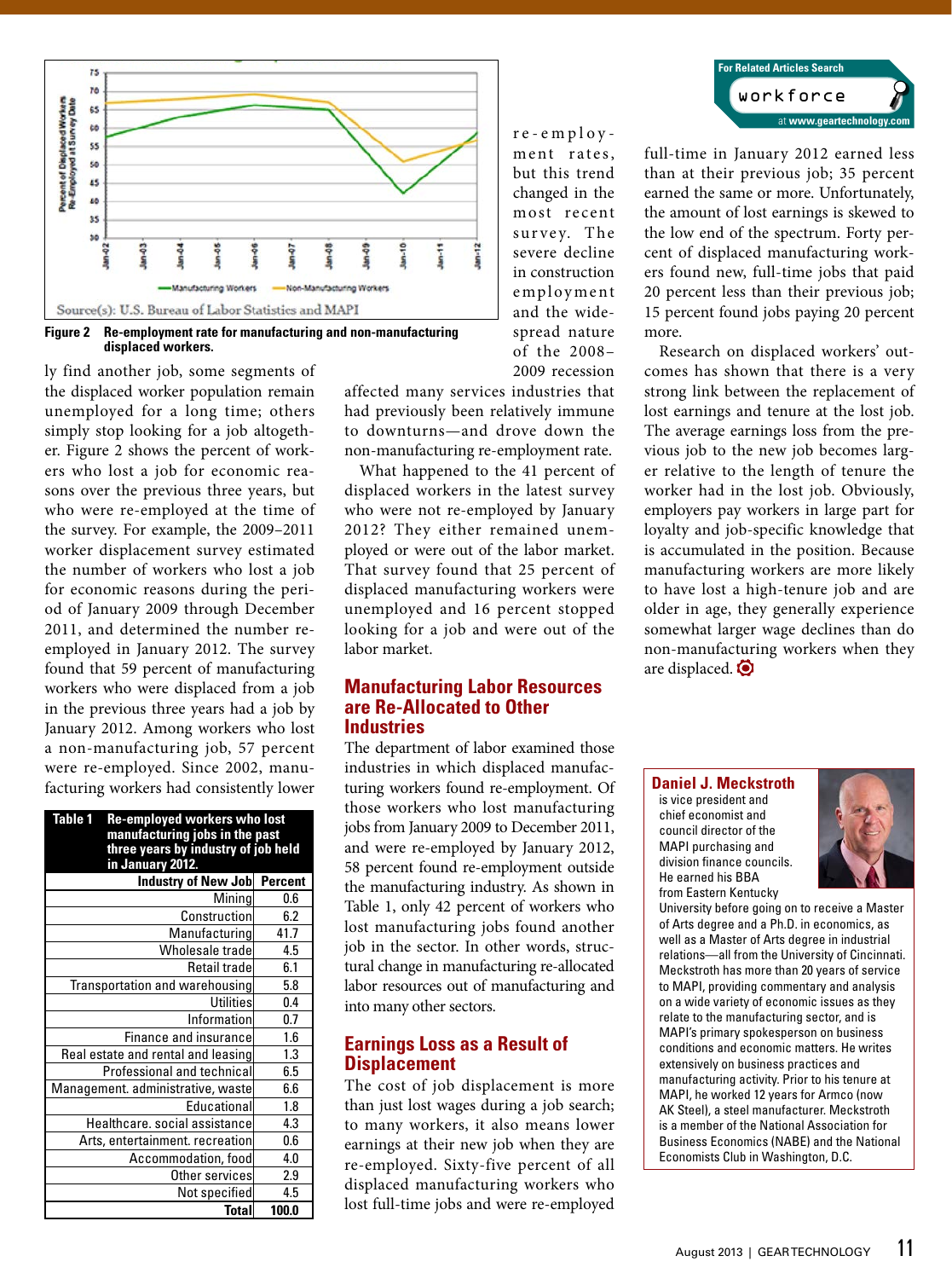75
70
65
60
55
50
45
40
35
30

Percent of Displaced Workers Re-Employed at Survey Date

Jan-02 Jan-03 Jan-04 Jan-05 Jan-06 Jan-07 Jan-08 Jan-09 Jan-10 Jan-11 Jan-12

Manufacturing Workers — Non-Manufacturing Workers

Source(s): U.S. Bureau of Labor Statistics and MAPI

**Figure 2** Re-employment rate for manufacturing and non-manufacturing displaced workers.

ly find another job, some segments of the displaced worker population remain unemployed for a long time; others simply stop looking for a job altogether. Figure 2 shows the percent of workers who lost a job for economic reasons over the previous three years, but who were re-employed at the time of the survey. For example, the 2009–2011 worker displacement survey estimated the number of workers who lost a job for economic reasons during the period of January 2009 through December 2011, and determined the number re-employed in January 2012. The survey found that 59 percent of manufacturing workers who were displaced from a job in the previous three years had a job by January 2012. Among workers who lost a non-manufacturing job, 57 percent were re-employed. Since 2002, manufacturing workers had consistently lower re-employment rates, but this trend changed in the most recent survey. The severe decline in construction employment and the widespread nature of the 2008–2009 recession affected many services industries that had previously been relatively immune to downturns—and drove down the non-manufacturing re-employment rate.

What happened to the 41 percent of displaced workers in the latest survey who were not re-employed by January 2012? They either remained unemployed or were out of the labor market. That survey found that 25 percent of displaced manufacturing workers were unemployed and 16 percent stopped looking for a job and were out of the labor market.

**Table 1** Re-employed workers who lost manufacturing jobs in the past three years by industry of job held in January 2012.

| Industry of New Job | Percent |
|---|---|
| Mining | 0.6 |
| Construction | 6.2 |
| Manufacturing | 41.7 |
| Wholesale trade | 4.5 |
| Retail trade | 6.1 |
| Transportation and warehousing | 5.8 |
| Utilities | 0.4 |
| Information | 0.7 |
| Finance and insurance | 1.6 |
| Real estate and rental and leasing | 1.3 |
| Professional and technical | 6.5 |
| Management. administrative, waste | 6.6 |
| Educational | 1.8 |
| Healthcare. social assistance | 4.3 |
| Arts, entertainment. recreation | 0.6 |
| Accommodation, food | 4.0 |
| Other services | 2.9 |
| Not specified | 4.5 |
| **Total** | **100.0** |

## Manufacturing Labor Resources are Re-Allocated to Other Industries

The department of labor examined those industries in which displaced manufacturing workers found re-employment. Of those workers who lost manufacturing jobs from January 2009 to December 2011, and were re-employed by January 2012, 58 percent found re-employment outside the manufacturing industry. As shown in Table 1, only 42 percent of workers who lost manufacturing jobs found another job in the sector. In other words, structural change in manufacturing re-allocated labor resources out of manufacturing and into many other sectors.

## Earnings Loss as a Result of Displacement

The cost of job displacement is more than just lost wages during a job search; to many workers, it also means lower earnings at their new job when they are re-employed. Sixty-five percent of all displaced manufacturing workers who lost full-time jobs and were re-employed full-time in January 2012 earned less than at their previous job; 35 percent earned the same or more. Unfortunately, the amount of lost earnings is skewed to the low end of the spectrum. Forty percent of displaced manufacturing workers found new, full-time jobs that paid 20 percent less than their previous job; 15 percent found jobs paying 20 percent more.

Research on displaced workers' outcomes has shown that there is a very strong link between the replacement of lost earnings and tenure at the lost job. The average earnings loss from the previous job to the new job becomes larger relative to the length of tenure the worker had in the lost job. Obviously, employers pay workers in large part for loyalty and job-specific knowledge that is accumulated in the position. Because manufacturing workers are more likely to have lost a high-tenure job and are older in age, they generally experience somewhat larger wage declines than do non-manufacturing workers when they are displaced.

For Related Articles Search

workforce

at www.geartechnology.com

**Daniel J. Meckstroth** is vice president and chief economist and council director of the MAPI purchasing and division finance councils. He earned his BBA from Eastern Kentucky University before going on to receive a Master of Arts degree and a Ph.D. in economics, as well as a Master of Arts degree in industrial relations—all from the University of Cincinnati. Meckstroth has more than 20 years of service to MAPI, providing commentary and analysis on a wide variety of economic issues as they relate to the manufacturing sector, and is MAPI's primary spokesperson on business conditions and economic matters. He writes extensively on business practices and manufacturing activity. Prior to his tenure at MAPI, he worked 12 years for Armco (now AK Steel), a steel manufacturer. Meckstroth is a member of the National Association for Business Economics (NABE) and the National Economists Club in Washington, D.C.